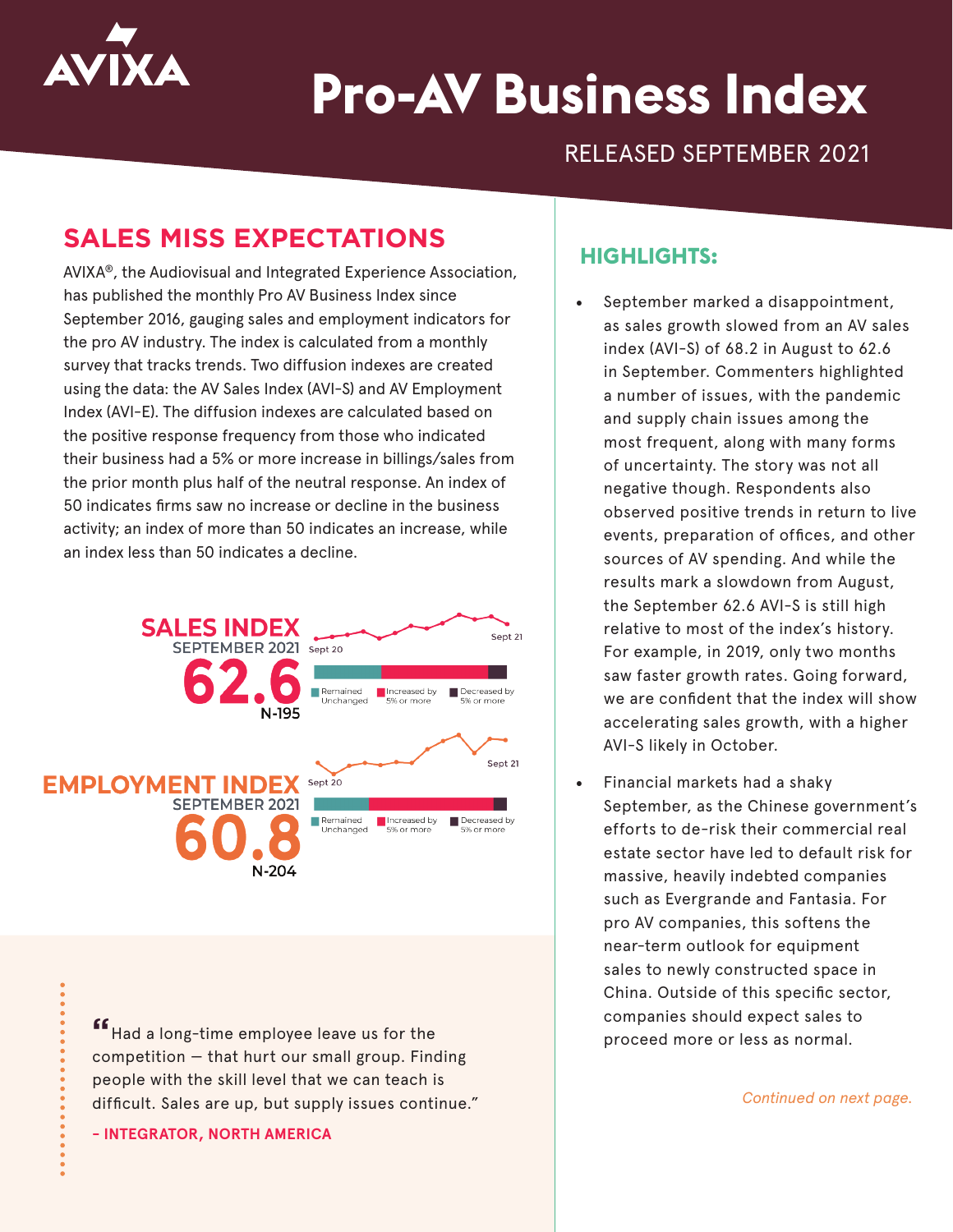# Pro-AV Business Index

RELEASED SEPTEMBER 2021

## SALES MISS EXPECTATIONS

AVIXA®, the Audiovisual and Integrated Experience Association, has published the monthly Pro AV Business Index since September 2016, gauging sales and employment indicators for the pro AV industry. The index is calculated from a monthly survey that tracks trends. Two diffusion indexes are created using the data: the AV Sales Index (AVI-S) and AV Employment Index (AVI-E). The diffusion indexes are calculated based on the positive response frequency from those who indicated their business had a 5% or more increase in billings/sales from the prior month plus half of the neutral response. An index of 50 indicates firms saw no increase or decline in the business activity; an index of more than 50 indicates an increase, while an index less than 50 indicates a decline.

**SALES INDEX**
SEPTEMBER 2021
**62.6**
N-195

Sept 20 — Sept 21

Remained Unchanged | Increased by 5% or more | Decreased by 5% or more

**EMPLOYMENT INDEX**
SEPTEMBER 2021
**60.8**
N-204

Sept 20 — Sept 21

Remained Unchanged | Increased by 5% or more | Decreased by 5% or more

> "Had a long-time employee leave us for the competition — that hurt our small group. Finding people with the skill level that we can teach is difficult. Sales are up, but supply issues continue."
>
> **– INTEGRATOR, NORTH AMERICA**

## HIGHLIGHTS:

- September marked a disappointment, as sales growth slowed from an AV sales index (AVI-S) of 68.2 in August to 62.6 in September. Commenters highlighted a number of issues, with the pandemic and supply chain issues among the most frequent, along with many forms of uncertainty. The story was not all negative though. Respondents also observed positive trends in return to live events, preparation of offices, and other sources of AV spending. And while the results mark a slowdown from August, the September 62.6 AVI-S is still high relative to most of the index's history. For example, in 2019, only two months saw faster growth rates. Going forward, we are confident that the index will show accelerating sales growth, with a higher AVI-S likely in October.
- Financial markets had a shaky September, as the Chinese government's efforts to de-risk their commercial real estate sector have led to default risk for massive, heavily indebted companies such as Evergrande and Fantasia. For pro AV companies, this softens the near-term outlook for equipment sales to newly constructed space in China. Outside of this specific sector, companies should expect sales to proceed more or less as normal.

*Continued on next page.*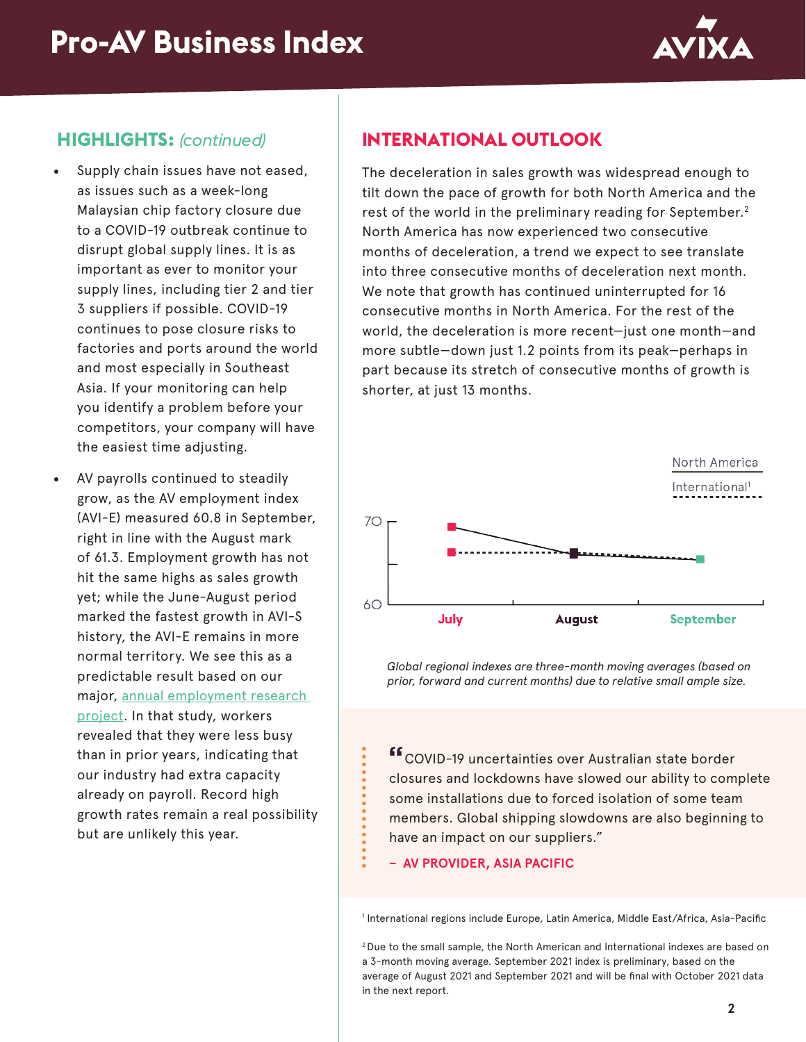## HIGHLIGHTS: *(continued)*

- Supply chain issues have not eased, as issues such as a week-long Malaysian chip factory closure due to a COVID-19 outbreak continue to disrupt global supply lines. It is as important as ever to monitor your supply lines, including tier 2 and tier 3 suppliers if possible. COVID-19 continues to pose closure risks to factories and ports around the world and most especially in Southeast Asia. If your monitoring can help you identify a problem before your competitors, your company will have the easiest time adjusting.
- AV payrolls continued to steadily grow, as the AV employment index (AVI-E) measured 60.8 in September, right in line with the August mark of 61.3. Employment growth has not hit the same highs as sales growth yet; while the June-August period marked the fastest growth in AVI-S history, the AVI-E remains in more normal territory. We see this as a predictable result based on our major, annual employment research project. In that study, workers revealed that they were less busy than in prior years, indicating that our industry had extra capacity already on payroll. Record high growth rates remain a real possibility but are unlikely this year.

## INTERNATIONAL OUTLOOK

The deceleration in sales growth was widespread enough to tilt down the pace of growth for both North America and the rest of the world in the preliminary reading for September.[2] North America has now experienced two consecutive months of deceleration, a trend we expect to see translate into three consecutive months of deceleration next month. We note that growth has continued uninterrupted for 16 consecutive months in North America. For the rest of the world, the deceleration is more recent—just one month—and more subtle—down just 1.2 points from its peak—perhaps in part because its stretch of consecutive months of growth is shorter, at just 13 months.

North America
International[1]

70
60
July August September

*Global regional indexes are three-month moving averages (based on prior, forward and current months) due to relative small ample size.*

> "COVID-19 uncertainties over Australian state border closures and lockdowns have slowed our ability to complete some installations due to forced isolation of some team members. Global shipping slowdowns are also beginning to have an impact on our suppliers."
>
> **– AV PROVIDER, ASIA PACIFIC**

[1] International regions include Europe, Latin America, Middle East/Africa, Asia-Pacific

[2] Due to the small sample, the North American and International indexes are based on a 3-month moving average. September 2021 index is preliminary, based on the average of August 2021 and September 2021 and will be final with October 2021 data in the next report.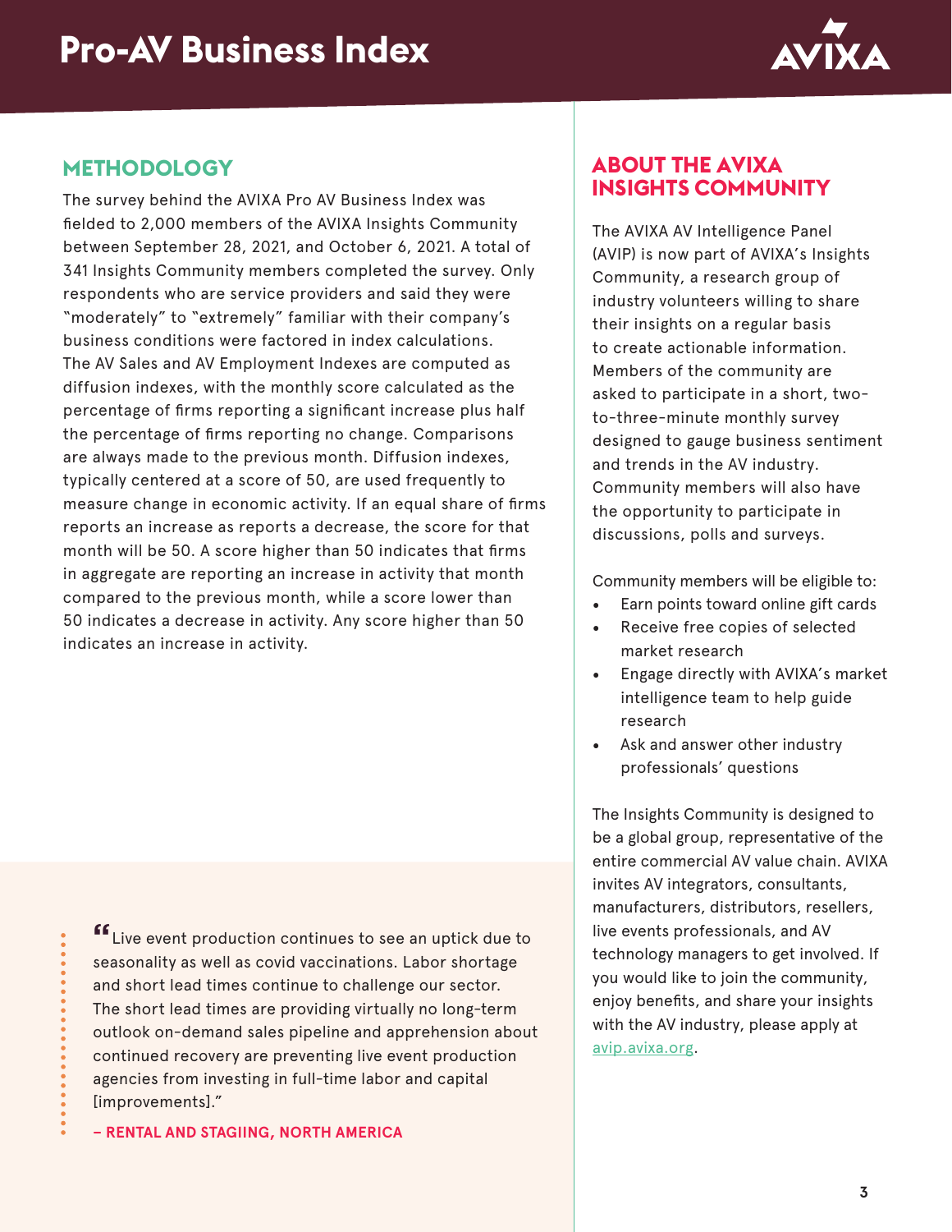## METHODOLOGY

The survey behind the AVIXA Pro AV Business Index was fielded to 2,000 members of the AVIXA Insights Community between September 28, 2021, and October 6, 2021. A total of 341 Insights Community members completed the survey. Only respondents who are service providers and said they were "moderately" to "extremely" familiar with their company's business conditions were factored in index calculations. The AV Sales and AV Employment Indexes are computed as diffusion indexes, with the monthly score calculated as the percentage of firms reporting a significant increase plus half the percentage of firms reporting no change. Comparisons are always made to the previous month. Diffusion indexes, typically centered at a score of 50, are used frequently to measure change in economic activity. If an equal share of firms reports an increase as reports a decrease, the score for that month will be 50. A score higher than 50 indicates that firms in aggregate are reporting an increase in activity that month compared to the previous month, while a score lower than 50 indicates a decrease in activity. Any score higher than 50 indicates an increase in activity.

> "Live event production continues to see an uptick due to seasonality as well as covid vaccinations. Labor shortage and short lead times continue to challenge our sector. The short lead times are providing virtually no long-term outlook on-demand sales pipeline and apprehension about continued recovery are preventing live event production agencies from investing in full-time labor and capital [improvements]."
>
> **– RENTAL AND STAGIING, NORTH AMERICA**

## ABOUT THE AVIXA INSIGHTS COMMUNITY

The AVIXA AV Intelligence Panel (AVIP) is now part of AVIXA's Insights Community, a research group of industry volunteers willing to share their insights on a regular basis to create actionable information. Members of the community are asked to participate in a short, two-to-three-minute monthly survey designed to gauge business sentiment and trends in the AV industry. Community members will also have the opportunity to participate in discussions, polls and surveys.

Community members will be eligible to:

- Earn points toward online gift cards
- Receive free copies of selected market research
- Engage directly with AVIXA's market intelligence team to help guide research
- Ask and answer other industry professionals' questions

The Insights Community is designed to be a global group, representative of the entire commercial AV value chain. AVIXA invites AV integrators, consultants, manufacturers, distributors, resellers, live events professionals, and AV technology managers to get involved. If you would like to join the community, enjoy benefits, and share your insights with the AV industry, please apply at avip.avixa.org.